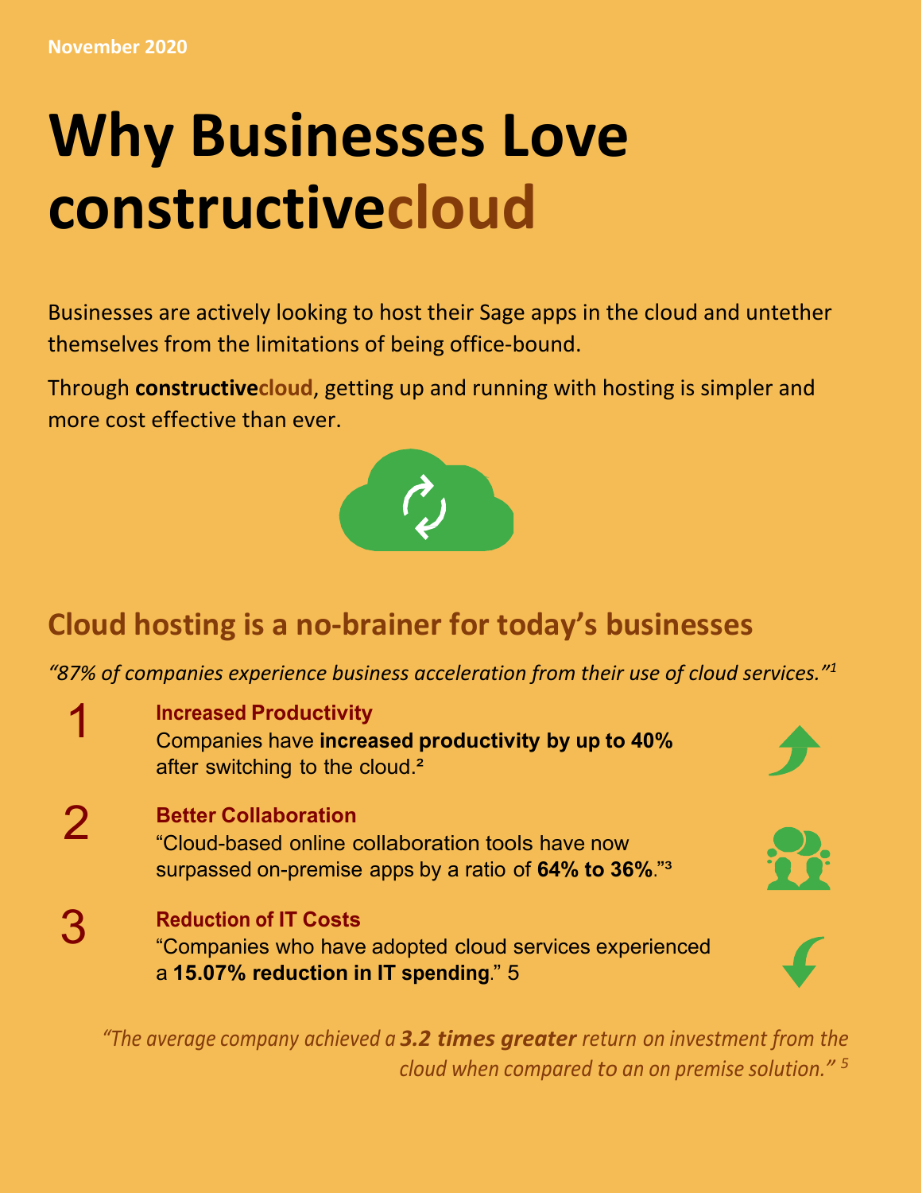November 2020

# Why Businesses Love constructivecloud

Businesses are actively looking to host their Sage apps in the cloud and untether themselves from the limitations of being office-bound.

Through **constructivecloud**, getting up and running with hosting is simpler and more cost effective than ever.

## Cloud hosting is a no-brainer for today's businesses

*"87% of companies experience business acceleration from their use of cloud services."*[1]

1. **Increased Productivity**
   Companies have **increased productivity by up to 40%** after switching to the cloud.[2]

2. **Better Collaboration**
   "Cloud-based online collaboration tools have now surpassed on-premise apps by a ratio of **64% to 36%**."[3]

3. **Reduction of IT Costs**
   "Companies who have adopted cloud services experienced a **15.07% reduction in IT spending**." 5

*"The average company achieved a **3.2 times greater** return on investment from the cloud when compared to an on premise solution."* [5]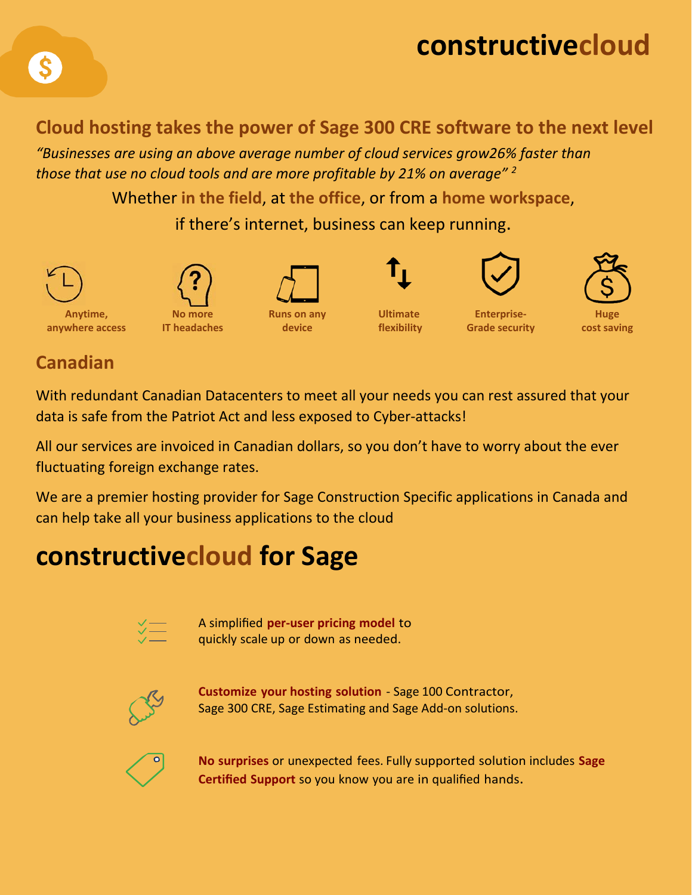# constructivecloud

## Cloud hosting takes the power of Sage 300 CRE software to the next level

*"Businesses are using an above average number of cloud services grow26% faster than those that use no cloud tools and are more profitable by 21% on average"* [2]

Whether **in the field**, at **the office**, or from a **home workspace**,
if there's internet, business can keep running.

- **Anytime, anywhere access**
- **No more IT headaches**
- **Runs on any device**
- **Ultimate flexibility**
- **Enterprise-Grade security**
- **Huge cost saving**

## Canadian

With redundant Canadian Datacenters to meet all your needs you can rest assured that your data is safe from the Patriot Act and less exposed to Cyber-attacks!

All our services are invoiced in Canadian dollars, so you don't have to worry about the ever fluctuating foreign exchange rates.

We are a premier hosting provider for Sage Construction Specific applications in Canada and can help take all your business applications to the cloud

# constructivecloud for Sage

A simplified **per-user pricing model** to quickly scale up or down as needed.

**Customize your hosting solution** - Sage 100 Contractor, Sage 300 CRE, Sage Estimating and Sage Add-on solutions.

**No surprises** or unexpected fees. Fully supported solution includes **Sage Certified Support** so you know you are in qualified hands.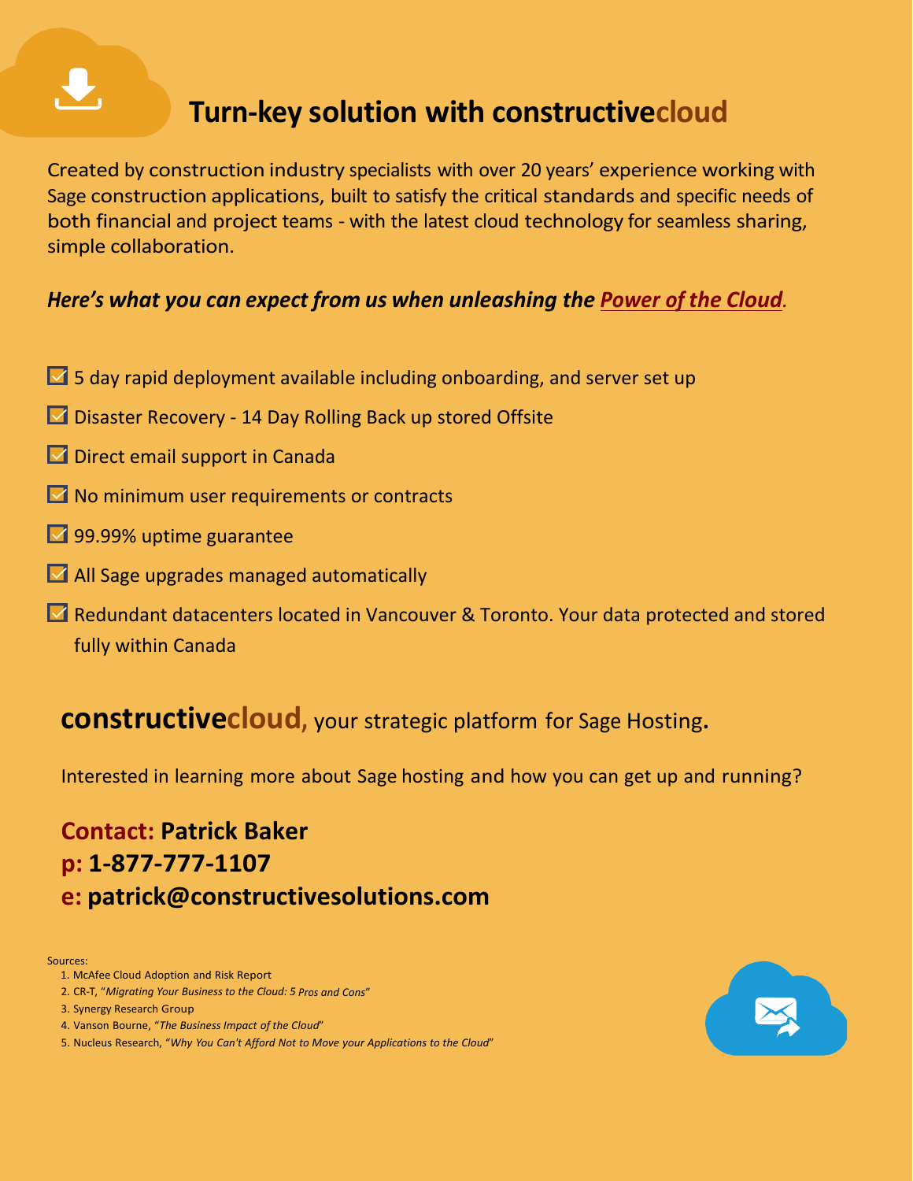# Turn-key solution with constructivecloud

Created by construction industry specialists with over 20 years' experience working with Sage construction applications, built to satisfy the critical standards and specific needs of both financial and project teams - with the latest cloud technology for seamless sharing, simple collaboration.

***Here's what you can expect from us when unleashing the Power of the Cloud.***

- ☑ 5 day rapid deployment available including onboarding, and server set up
- ☑ Disaster Recovery - 14 Day Rolling Back up stored Offsite
- ☑ Direct email support in Canada
- ☑ No minimum user requirements or contracts
- ☑ 99.99% uptime guarantee
- ☑ All Sage upgrades managed automatically
- ☑ Redundant datacenters located in Vancouver & Toronto. Your data protected and stored fully within Canada

## constructivecloud, your strategic platform for Sage Hosting.

Interested in learning more about Sage hosting and how you can get up and running?

**Contact: Patrick Baker**
**p: 1-877-777-1107**
**e: patrick@constructivesolutions.com**

Sources:

1. McAfee Cloud Adoption and Risk Report
2. CR-T, "*Migrating Your Business to the Cloud: 5 Pros and Cons*"
3. Synergy Research Group
4. Vanson Bourne, "*The Business Impact of the Cloud*"
5. Nucleus Research, "*Why You Can't Afford Not to Move your Applications to the Cloud*"